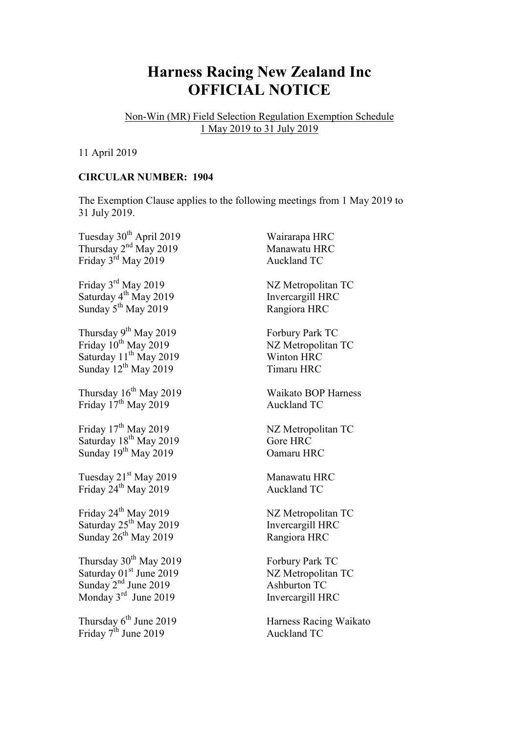# Harness Racing New Zealand Inc
# OFFICIAL NOTICE

Non-Win (MR) Field Selection Regulation Exemption Schedule
1 May 2019 to 31 July 2019

11 April 2019

**CIRCULAR NUMBER: 1904**

The Exemption Clause applies to the following meetings from 1 May 2019 to 31 July 2019.

| | |
|---|---|
| Tuesday 30th April 2019 | Wairarapa HRC |
| Thursday 2nd May 2019 | Manawatu HRC |
| Friday 3rd May 2019 | Auckland TC |
| | |
| Friday 3rd May 2019 | NZ Metropolitan TC |
| Saturday 4th May 2019 | Invercargill HRC |
| Sunday 5th May 2019 | Rangiora HRC |
| | |
| Thursday 9th May 2019 | Forbury Park TC |
| Friday 10th May 2019 | NZ Metropolitan TC |
| Saturday 11th May 2019 | Winton HRC |
| Sunday 12th May 2019 | Timaru HRC |
| | |
| Thursday 16th May 2019 | Waikato BOP Harness |
| Friday 17th May 2019 | Auckland TC |
| | |
| Friday 17th May 2019 | NZ Metropolitan TC |
| Saturday 18th May 2019 | Gore HRC |
| Sunday 19th May 2019 | Oamaru HRC |
| | |
| Tuesday 21st May 2019 | Manawatu HRC |
| Friday 24th May 2019 | Auckland TC |
| | |
| Friday 24th May 2019 | NZ Metropolitan TC |
| Saturday 25th May 2019 | Invercargill HRC |
| Sunday 26th May 2019 | Rangiora HRC |
| | |
| Thursday 30th May 2019 | Forbury Park TC |
| Saturday 01st June 2019 | NZ Metropolitan TC |
| Sunday 2nd June 2019 | Ashburton TC |
| Monday 3rd June 2019 | Invercargill HRC |
| | |
| Thursday 6th June 2019 | Harness Racing Waikato |
| Friday 7th June 2019 | Auckland TC |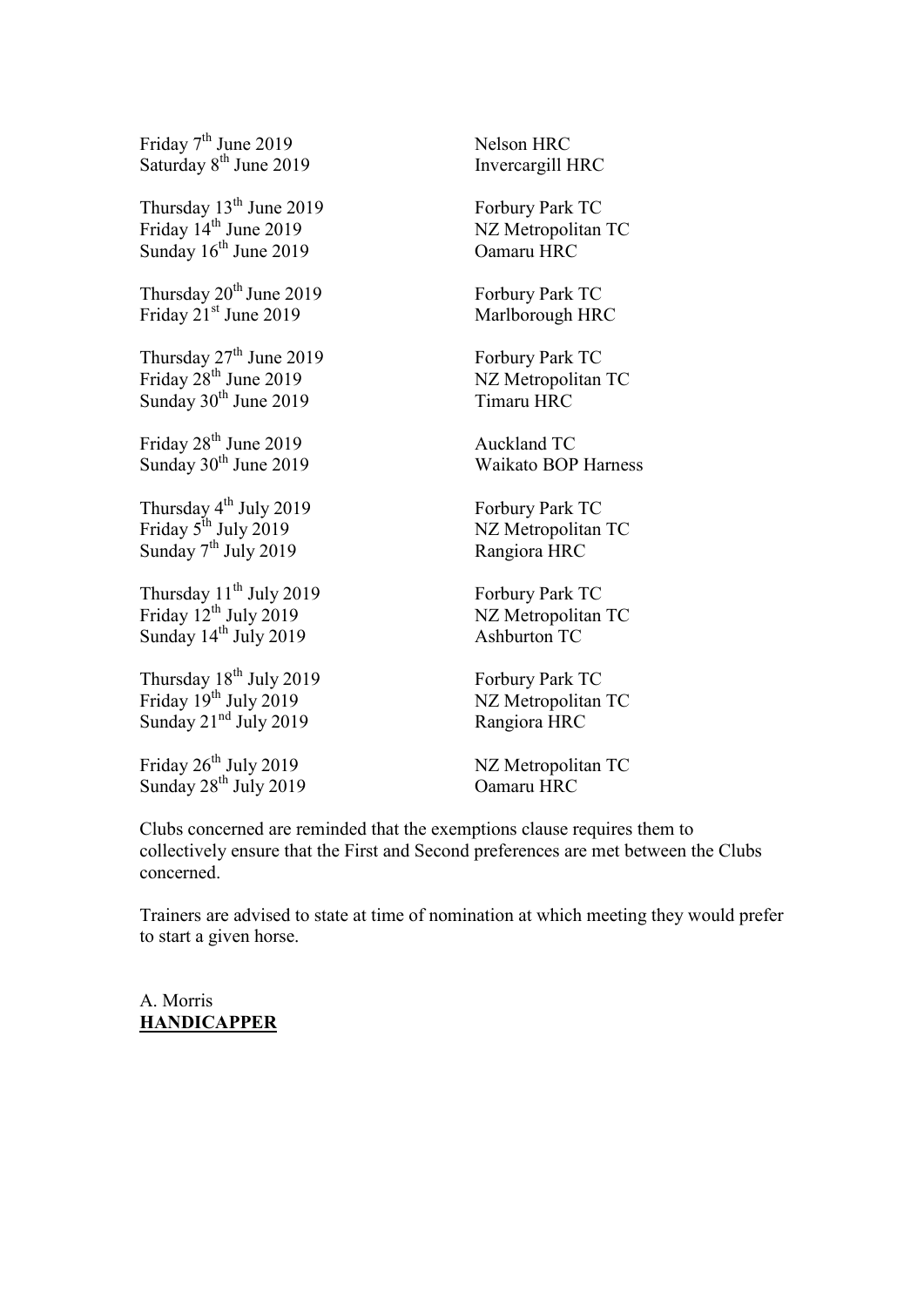| | |
|---|---|
| Friday 7th June 2019 | Nelson HRC |
| Saturday 8th June 2019 | Invercargill HRC |
| | |
| Thursday 13th June 2019 | Forbury Park TC |
| Friday 14th June 2019 | NZ Metropolitan TC |
| Sunday 16th June 2019 | Oamaru HRC |
| | |
| Thursday 20th June 2019 | Forbury Park TC |
| Friday 21st June 2019 | Marlborough HRC |
| | |
| Thursday 27th June 2019 | Forbury Park TC |
| Friday 28th June 2019 | NZ Metropolitan TC |
| Sunday 30th June 2019 | Timaru HRC |
| | |
| Friday 28th June 2019 | Auckland TC |
| Sunday 30th June 2019 | Waikato BOP Harness |
| | |
| Thursday 4th July 2019 | Forbury Park TC |
| Friday 5th July 2019 | NZ Metropolitan TC |
| Sunday 7th July 2019 | Rangiora HRC |
| | |
| Thursday 11th July 2019 | Forbury Park TC |
| Friday 12th July 2019 | NZ Metropolitan TC |
| Sunday 14th July 2019 | Ashburton TC |
| | |
| Thursday 18th July 2019 | Forbury Park TC |
| Friday 19th July 2019 | NZ Metropolitan TC |
| Sunday 21nd July 2019 | Rangiora HRC |
| | |
| Friday 26th July 2019 | NZ Metropolitan TC |
| Sunday 28th July 2019 | Oamaru HRC |

Clubs concerned are reminded that the exemptions clause requires them to collectively ensure that the First and Second preferences are met between the Clubs concerned.

Trainers are advised to state at time of nomination at which meeting they would prefer to start a given horse.

A. Morris
**HANDICAPPER**